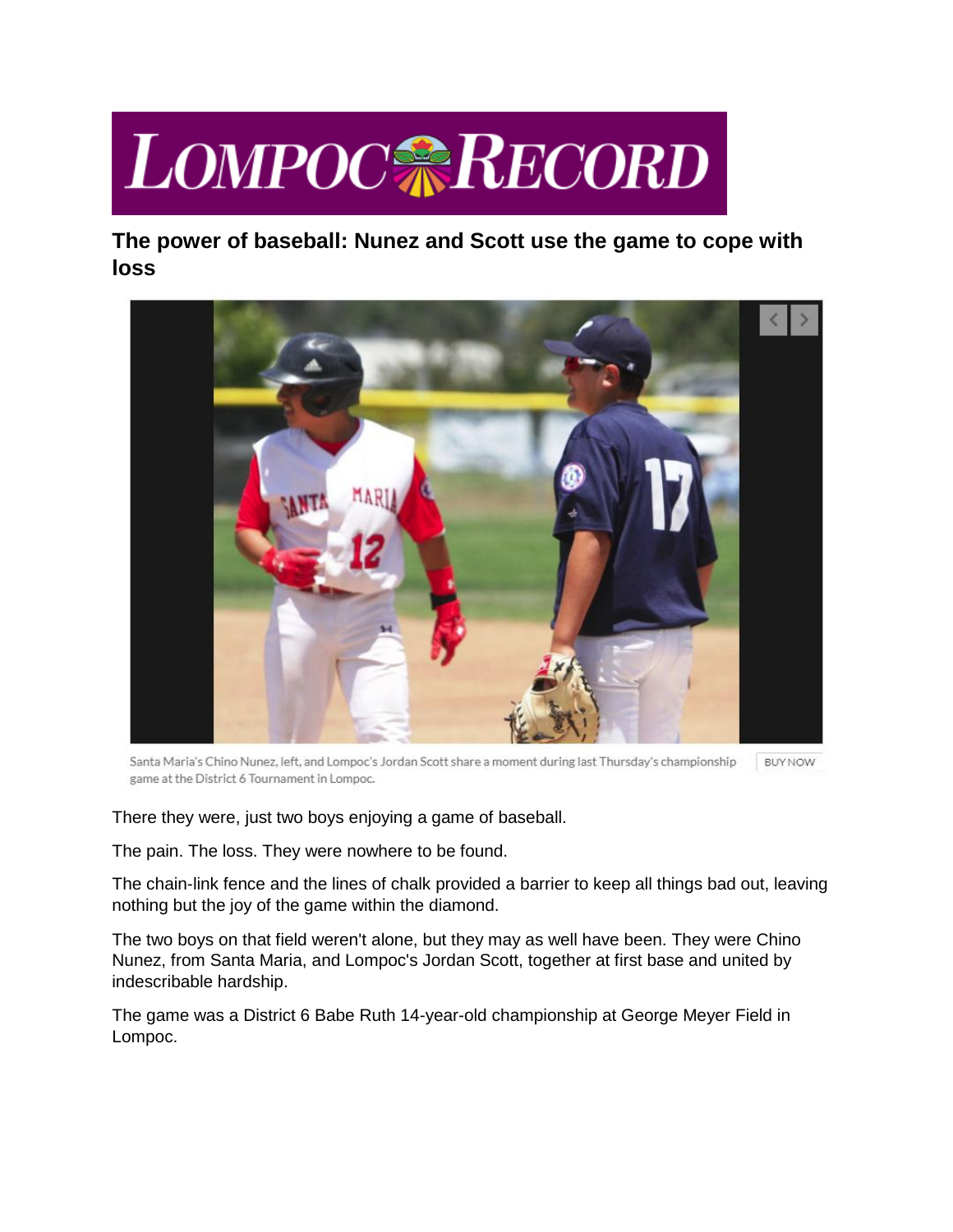# LOMPOC RECORD

## The power of baseball: Nunez and Scott use the game to cope with loss

Santa Maria's Chino Nunez, left, and Lompoc's Jordan Scott share a moment during last Thursday's championship game at the District 6 Tournament in Lompoc.

There they were, just two boys enjoying a game of baseball.

The pain. The loss. They were nowhere to be found.

The chain-link fence and the lines of chalk provided a barrier to keep all things bad out, leaving nothing but the joy of the game within the diamond.

The two boys on that field weren't alone, but they may as well have been. They were Chino Nunez, from Santa Maria, and Lompoc's Jordan Scott, together at first base and united by indescribable hardship.

The game was a District 6 Babe Ruth 14-year-old championship at George Meyer Field in Lompoc.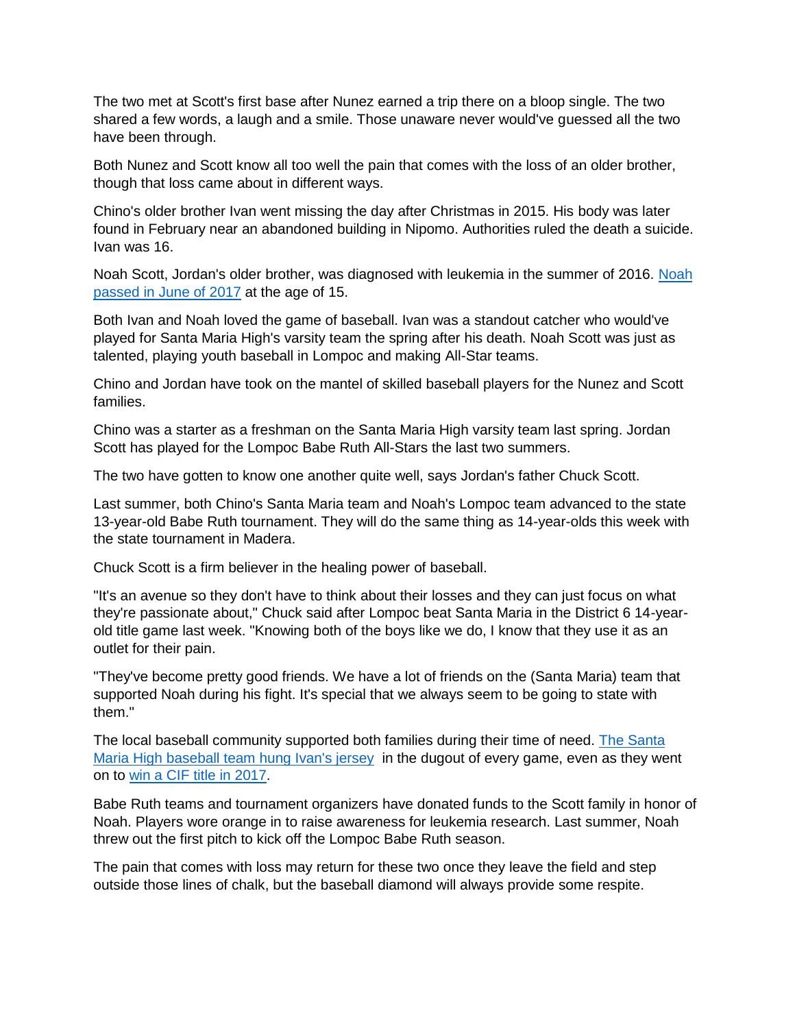The two met at Scott's first base after Nunez earned a trip there on a bloop single. The two shared a few words, a laugh and a smile. Those unaware never would've guessed all the two have been through.

Both Nunez and Scott know all too well the pain that comes with the loss of an older brother, though that loss came about in different ways.

Chino's older brother Ivan went missing the day after Christmas in 2015. His body was later found in February near an abandoned building in Nipomo. Authorities ruled the death a suicide. Ivan was 16.

Noah Scott, Jordan's older brother, was diagnosed with leukemia in the summer of 2016. [Noah passed in June of 2017] at the age of 15.

Both Ivan and Noah loved the game of baseball. Ivan was a standout catcher who would've played for Santa Maria High's varsity team the spring after his death. Noah Scott was just as talented, playing youth baseball in Lompoc and making All-Star teams.

Chino and Jordan have took on the mantel of skilled baseball players for the Nunez and Scott families.

Chino was a starter as a freshman on the Santa Maria High varsity team last spring. Jordan Scott has played for the Lompoc Babe Ruth All-Stars the last two summers.

The two have gotten to know one another quite well, says Jordan's father Chuck Scott.

Last summer, both Chino's Santa Maria team and Noah's Lompoc team advanced to the state 13-year-old Babe Ruth tournament. They will do the same thing as 14-year-olds this week with the state tournament in Madera.

Chuck Scott is a firm believer in the healing power of baseball.

"It's an avenue so they don't have to think about their losses and they can just focus on what they're passionate about," Chuck said after Lompoc beat Santa Maria in the District 6 14-year-old title game last week. "Knowing both of the boys like we do, I know that they use it as an outlet for their pain.

"They've become pretty good friends. We have a lot of friends on the (Santa Maria) team that supported Noah during his fight. It's special that we always seem to be going to state with them."

The local baseball community supported both families during their time of need. [The Santa Maria High baseball team hung Ivan's jersey] in the dugout of every game, even as they went on to [win a CIF title in 2017].

Babe Ruth teams and tournament organizers have donated funds to the Scott family in honor of Noah. Players wore orange in to raise awareness for leukemia research. Last summer, Noah threw out the first pitch to kick off the Lompoc Babe Ruth season.

The pain that comes with loss may return for these two once they leave the field and step outside those lines of chalk, but the baseball diamond will always provide some respite.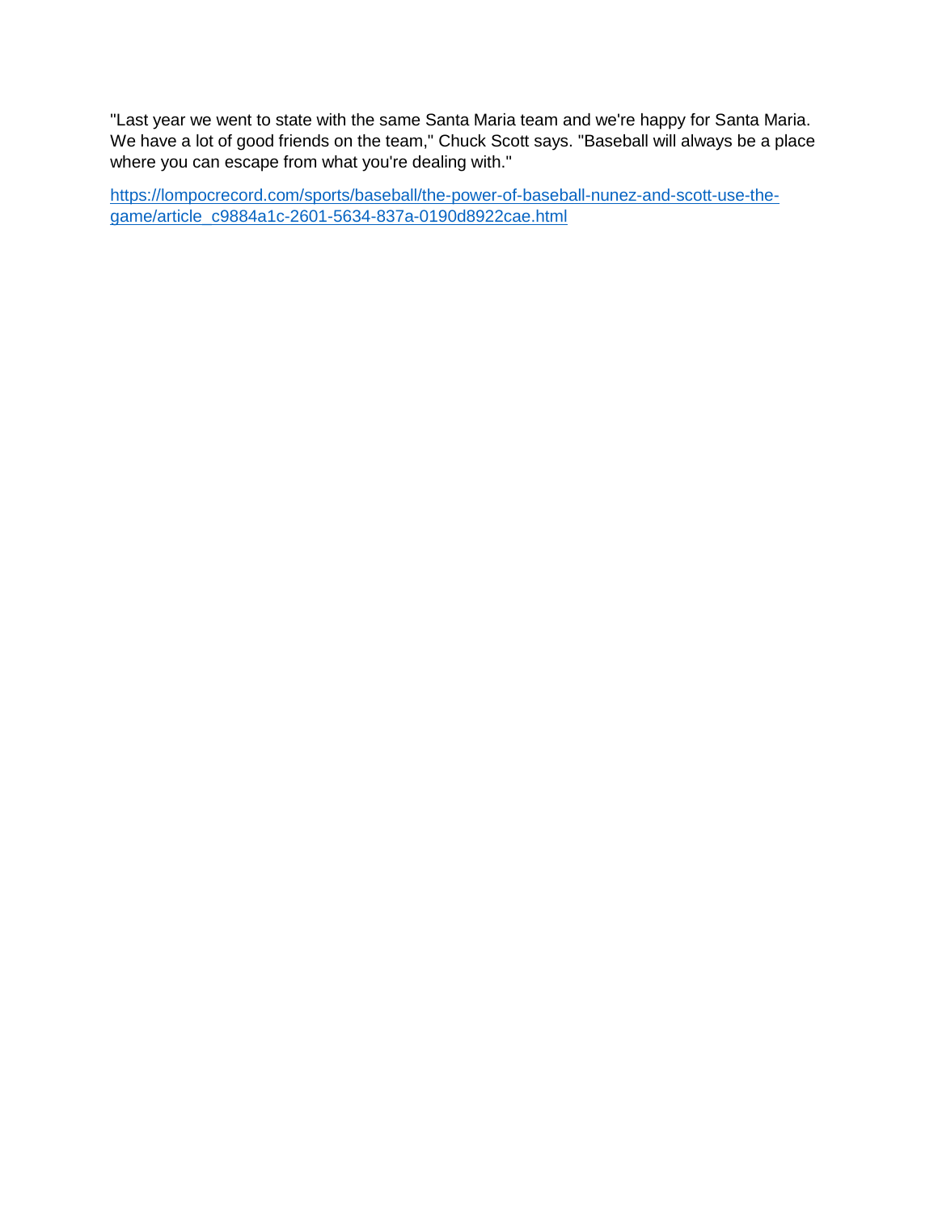"Last year we went to state with the same Santa Maria team and we're happy for Santa Maria. We have a lot of good friends on the team," Chuck Scott says. "Baseball will always be a place where you can escape from what you're dealing with."

https://lompocrecord.com/sports/baseball/the-power-of-baseball-nunez-and-scott-use-the-game/article_c9884a1c-2601-5634-837a-0190d8922cae.html